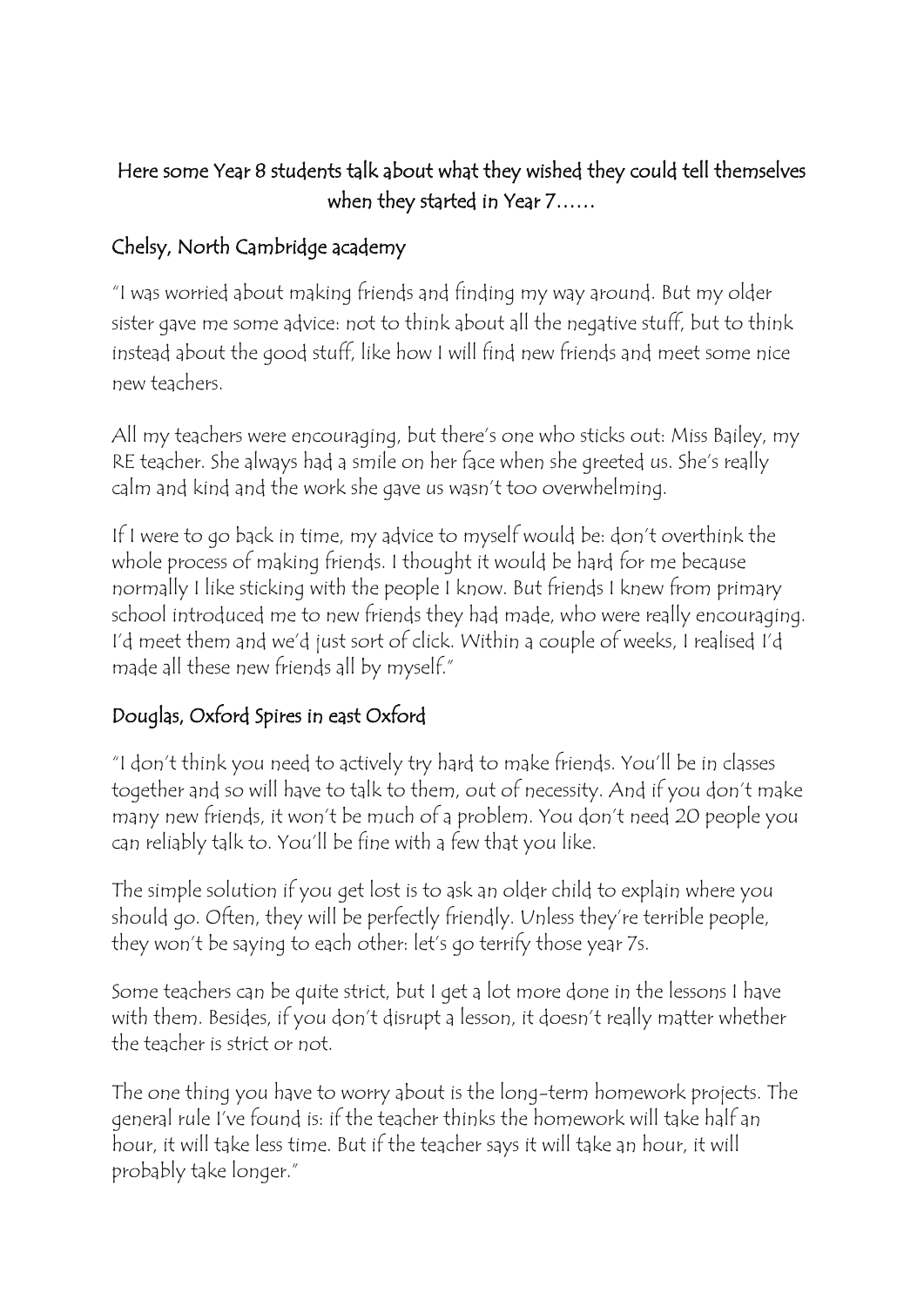Here some Year 8 students talk about what they wished they could tell themselves when they started in Year 7……

## Chelsy, North Cambridge academy

"I was worried about making friends and finding my way around. But my older sister gave me some advice: not to think about all the negative stuff, but to think instead about the good stuff, like how I will find new friends and meet some nice new teachers.

All my teachers were encouraging, but there's one who sticks out: Miss Bailey, my RE teacher. She always had a smile on her face when she greeted us. She's really calm and kind and the work she gave us wasn't too overwhelming.

If I were to go back in time, my advice to myself would be: don't overthink the whole process of making friends. I thought it would be hard for me because normally I like sticking with the people I know. But friends I knew from primary school introduced me to new friends they had made, who were really encouraging. I'd meet them and we'd just sort of click. Within a couple of weeks, I realised I'd made all these new friends all by myself."

## Douglas, Oxford Spires in east Oxford

"I don't think you need to actively try hard to make friends. You'll be in classes together and so will have to talk to them, out of necessity. And if you don't make many new friends, it won't be much of a problem. You don't need 20 people you can reliably talk to. You'll be fine with a few that you like.

The simple solution if you get lost is to ask an older child to explain where you should go. Often, they will be perfectly friendly. Unless they're terrible people, they won't be saying to each other: let's go terrify those year 7s.

Some teachers can be quite strict, but I get a lot more done in the lessons I have with them. Besides, if you don't disrupt a lesson, it doesn't really matter whether the teacher is strict or not.

The one thing you have to worry about is the long-term homework projects. The general rule I've found is: if the teacher thinks the homework will take half an hour, it will take less time. But if the teacher says it will take an hour, it will probably take longer."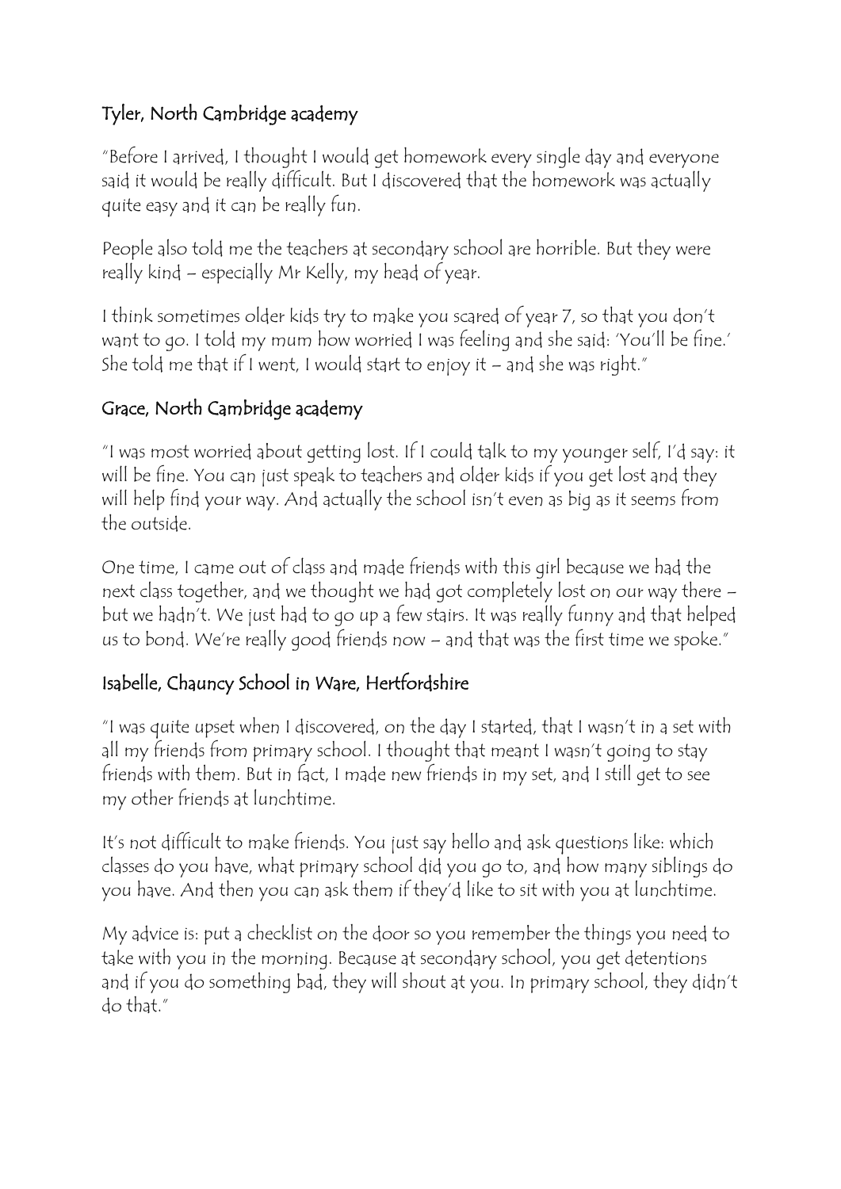## Tyler, North Cambridge academy

"Before I arrived, I thought I would get homework every single day and everyone said it would be really difficult. But I discovered that the homework was actually quite easy and it can be really fun.

People also told me the teachers at secondary school are horrible. But they were really kind – especially Mr Kelly, my head of year.

I think sometimes older kids try to make you scared of year 7, so that you don't want to go. I told my mum how worried I was feeling and she said: 'You'll be fine.' She told me that if I went, I would start to enjoy it – and she was right."

## Grace, North Cambridge academy

"I was most worried about getting lost. If I could talk to my younger self, I'd say: it will be fine. You can just speak to teachers and older kids if you get lost and they will help find your way. And actually the school isn't even as big as it seems from the outside.

One time, I came out of class and made friends with this girl because we had the next class together, and we thought we had got completely lost on our way there – but we hadn't. We just had to go up a few stairs. It was really funny and that helped us to bond. We're really good friends now – and that was the first time we spoke."

## Isabelle, Chauncy School in Ware, Hertfordshire

"I was quite upset when I discovered, on the day I started, that I wasn't in a set with all my friends from primary school. I thought that meant I wasn't going to stay friends with them. But in fact, I made new friends in my set, and I still get to see my other friends at lunchtime.

It's not difficult to make friends. You just say hello and ask questions like: which classes do you have, what primary school did you go to, and how many siblings do you have. And then you can ask them if they'd like to sit with you at lunchtime.

My advice is: put a checklist on the door so you remember the things you need to take with you in the morning. Because at secondary school, you get detentions and if you do something bad, they will shout at you. In primary school, they didn't do that."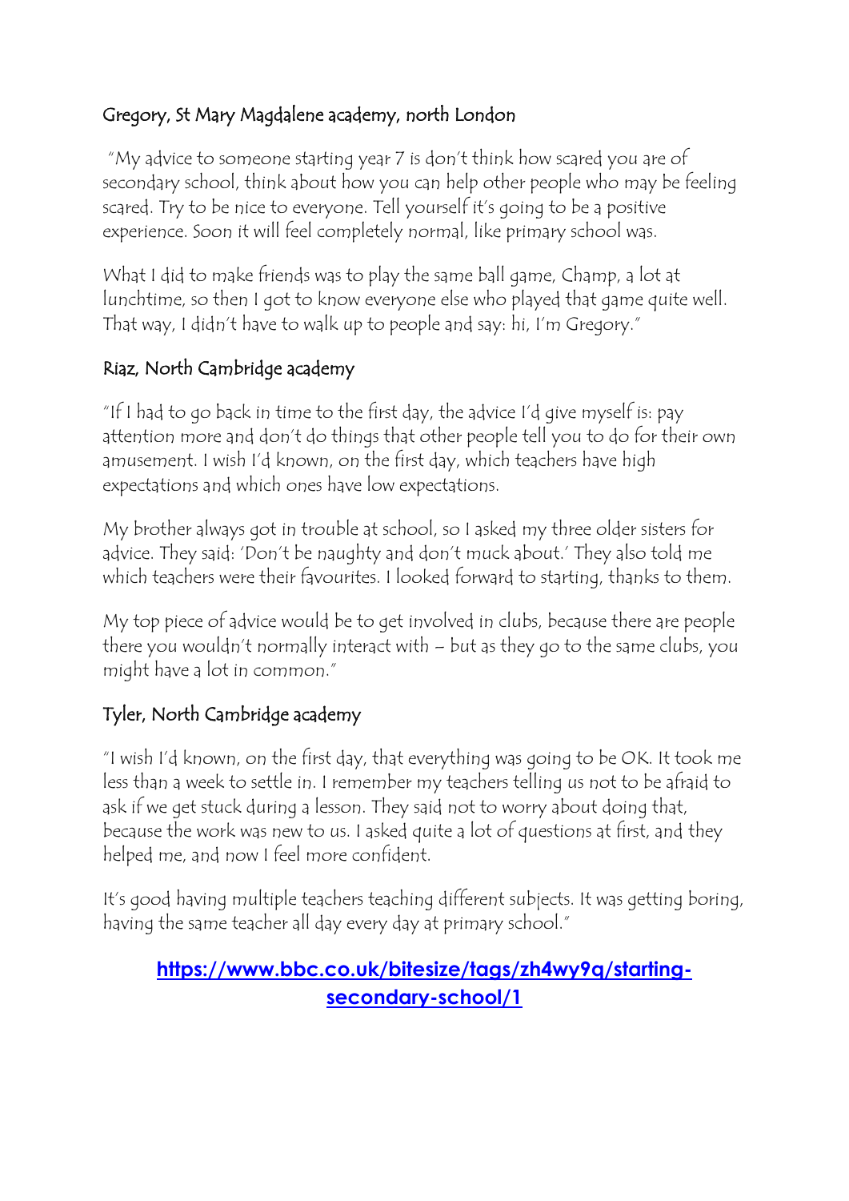## Gregory, St Mary Magdalene academy, north London

"My advice to someone starting year 7 is don't think how scared you are of secondary school, think about how you can help other people who may be feeling scared. Try to be nice to everyone. Tell yourself it's going to be a positive experience. Soon it will feel completely normal, like primary school was.

What I did to make friends was to play the same ball game, Champ, a lot at lunchtime, so then I got to know everyone else who played that game quite well. That way, I didn't have to walk up to people and say: hi, I'm Gregory."

## Riaz, North Cambridge academy

"If I had to go back in time to the first day, the advice I'd give myself is: pay attention more and don't do things that other people tell you to do for their own amusement. I wish I'd known, on the first day, which teachers have high expectations and which ones have low expectations.

My brother always got in trouble at school, so I asked my three older sisters for advice. They said: 'Don't be naughty and don't muck about.' They also told me which teachers were their favourites. I looked forward to starting, thanks to them.

My top piece of advice would be to get involved in clubs, because there are people there you wouldn't normally interact with – but as they go to the same clubs, you might have a lot in common."

## Tyler, North Cambridge academy

"I wish I'd known, on the first day, that everything was going to be OK. It took me less than a week to settle in. I remember my teachers telling us not to be afraid to ask if we get stuck during a lesson. They said not to worry about doing that, because the work was new to us. I asked quite a lot of questions at first, and they helped me, and now I feel more confident.

It's good having multiple teachers teaching different subjects. It was getting boring, having the same teacher all day every day at primary school."

**[https://www.bbc.co.uk/bitesize/tags/zh4wy9q/starting-secondary-school/1](https://www.bbc.co.uk/bitesize/tags/zh4wy9q/starting-secondary-school/1)**